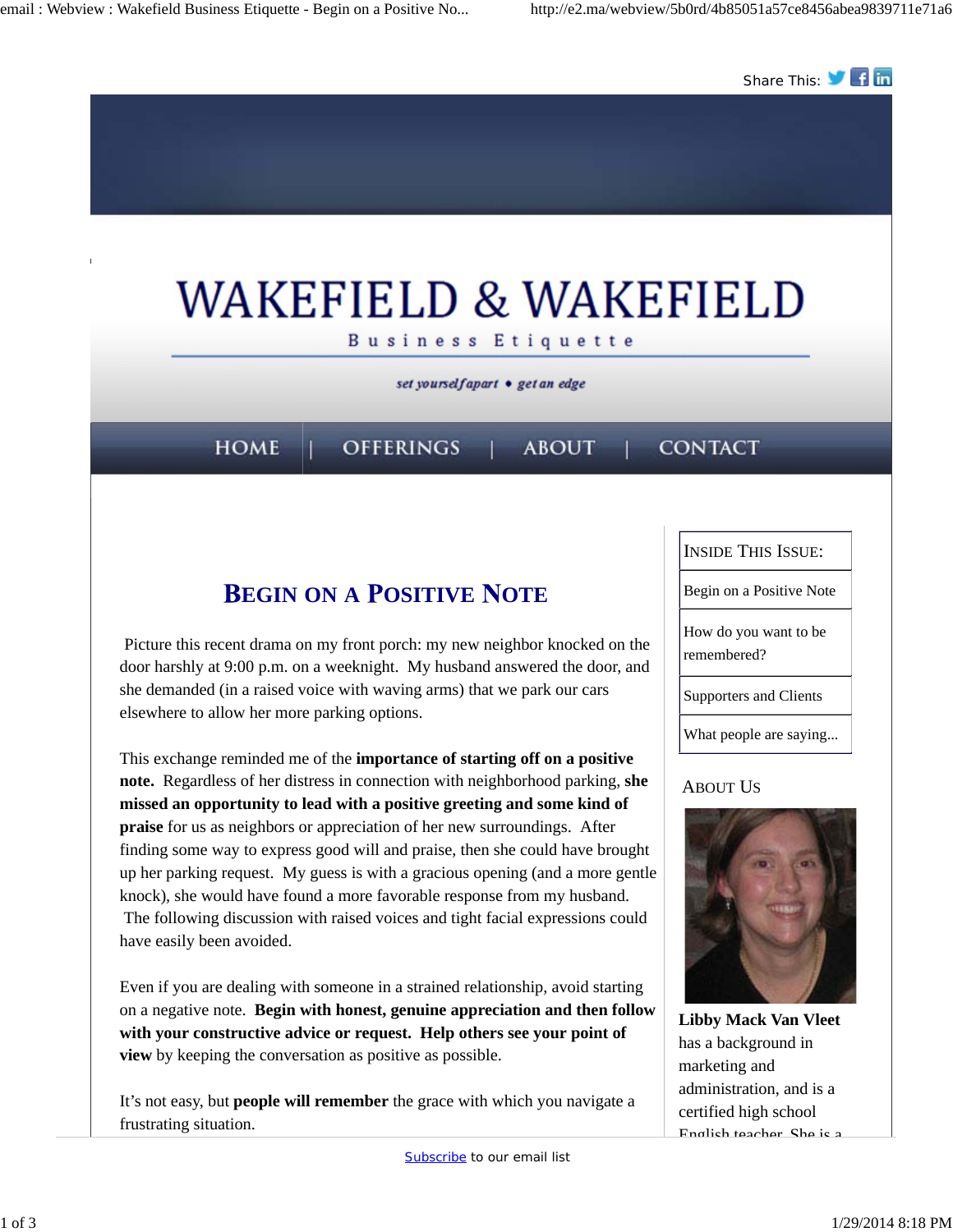Share This:

# WAKEFIELD & WAKEFIELD

Business Etiquette

*set yourself apart • get an edge*

HOME | OFFERINGS | ABOUT | CONTACT

## Begin on a Positive Note

Picture this recent drama on my front porch: my new neighbor knocked on the door harshly at 9:00 p.m. on a weeknight. My husband answered the door, and she demanded (in a raised voice with waving arms) that we park our cars elsewhere to allow her more parking options.

This exchange reminded me of the **importance of starting off on a positive note.** Regardless of her distress in connection with neighborhood parking, **she missed an opportunity to lead with a positive greeting and some kind of praise** for us as neighbors or appreciation of her new surroundings. After finding some way to express good will and praise, then she could have brought up her parking request. My guess is with a gracious opening (and a more gentle knock), she would have found a more favorable response from my husband. The following discussion with raised voices and tight facial expressions could have easily been avoided.

Even if you are dealing with someone in a strained relationship, avoid starting on a negative note. **Begin with honest, genuine appreciation and then follow with your constructive advice or request. Help others see your point of view** by keeping the conversation as positive as possible.

It's not easy, but **people will remember** the grace with which you navigate a frustrating situation.

### Inside This Issue:

- Begin on a Positive Note
- How do you want to be remembered?
- Supporters and Clients
- What people are saying...

### About Us

**Libby Mack Van Vleet** has a background in marketing and administration, and is a certified high school English teacher. She is a

Subscribe to our email list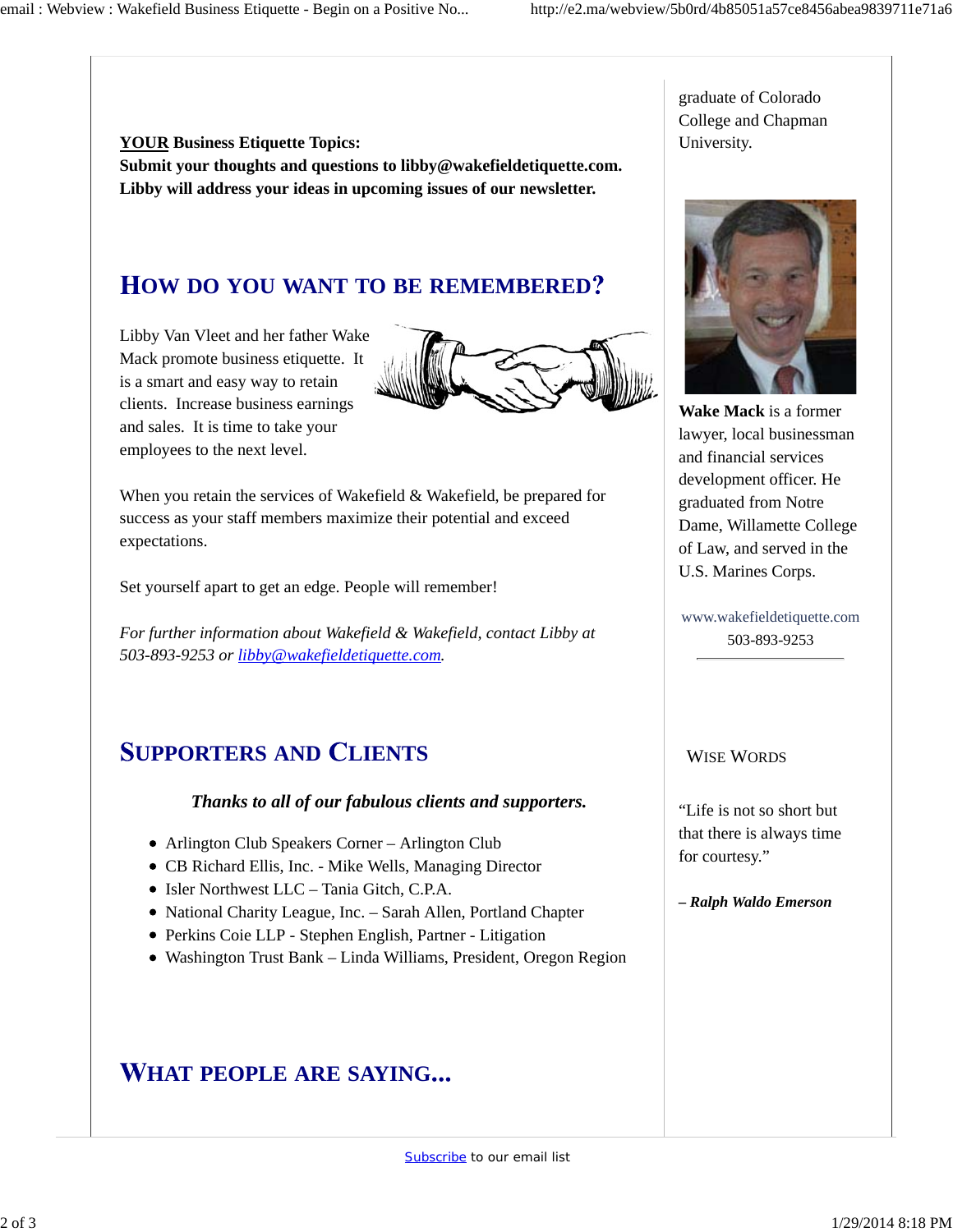**YOUR Business Etiquette Topics:**
**Submit your thoughts and questions to libby@wakefieldetiquette.com. Libby will address your ideas in upcoming issues of our newsletter.**

## HOW DO YOU WANT TO BE REMEMBERED?

Libby Van Vleet and her father Wake Mack promote business etiquette. It is a smart and easy way to retain clients. Increase business earnings and sales. It is time to take your employees to the next level.

When you retain the services of Wakefield & Wakefield, be prepared for success as your staff members maximize their potential and exceed expectations.

Set yourself apart to get an edge. People will remember!

*For further information about Wakefield & Wakefield, contact Libby at 503-893-9253 or libby@wakefieldetiquette.com.*

## SUPPORTERS AND CLIENTS

***Thanks to all of our fabulous clients and supporters.***

- Arlington Club Speakers Corner – Arlington Club
- CB Richard Ellis, Inc. - Mike Wells, Managing Director
- Isler Northwest LLC – Tania Gitch, C.P.A.
- National Charity League, Inc. – Sarah Allen, Portland Chapter
- Perkins Coie LLP - Stephen English, Partner - Litigation
- Washington Trust Bank – Linda Williams, President, Oregon Region

## WHAT PEOPLE ARE SAYING...

graduate of Colorado College and Chapman University.

**Wake Mack** is a former lawyer, local businessman and financial services development officer. He graduated from Notre Dame, Willamette College of Law, and served in the U.S. Marines Corps.

www.wakefieldetiquette.com
503-893-9253

WISE WORDS

"Life is not so short but that there is always time for courtesy."

***– Ralph Waldo Emerson***

Subscribe to our email list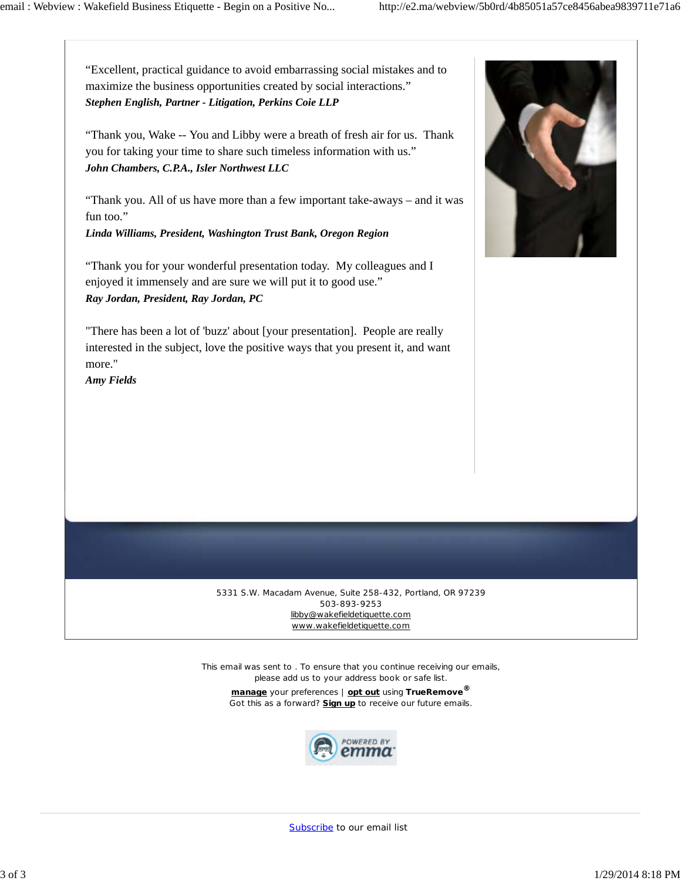"Excellent, practical guidance to avoid embarrassing social mistakes and to maximize the business opportunities created by social interactions."
***Stephen English, Partner - Litigation, Perkins Coie LLP***

"Thank you, Wake -- You and Libby were a breath of fresh air for us. Thank you for taking your time to share such timeless information with us."
***John Chambers, C.P.A., Isler Northwest LLC***

"Thank you. All of us have more than a few important take-aways – and it was fun too."
***Linda Williams, President, Washington Trust Bank, Oregon Region***

"Thank you for your wonderful presentation today. My colleagues and I enjoyed it immensely and are sure we will put it to good use."
***Ray Jordan, President, Ray Jordan, PC***

"There has been a lot of 'buzz' about [your presentation]. People are really interested in the subject, love the positive ways that you present it, and want more."
***Amy Fields***

5331 S.W. Macadam Avenue, Suite 258-432, Portland, OR 97239
503-893-9253
libby@wakefieldetiquette.com
www.wakefieldetiquette.com

This email was sent to . To ensure that you continue receiving our emails, please add us to your address book or safe list.
**manage** your preferences | **opt out** using **TrueRemove®**
Got this as a forward? **Sign up** to receive our future emails.

POWERED BY emma

Subscribe to our email list